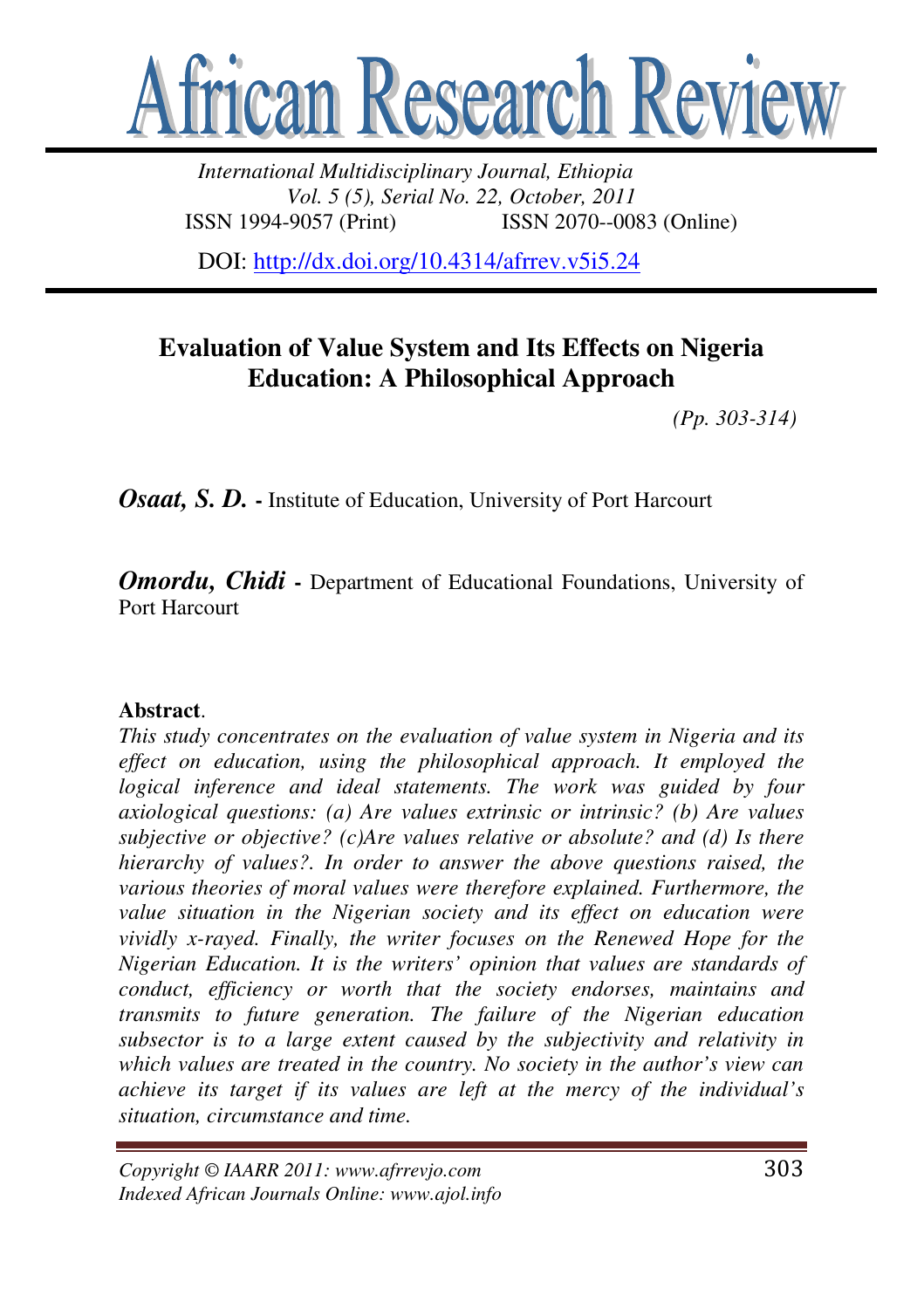# African Research Review

*International Multidisciplinary Journal, Ethiopia*
*Vol. 5 (5), Serial No. 22, October, 2011*
ISSN 1994-9057 (Print) ISSN 2070--0083 (Online)

DOI: http://dx.doi.org/10.4314/afrrev.v5i5.24

## Evaluation of Value System and Its Effects on Nigeria Education: A Philosophical Approach

*(Pp. 303-314)*

***Osaat, S. D.*** **-** Institute of Education, University of Port Harcourt

***Omordu, Chidi*** **-** Department of Educational Foundations, University of Port Harcourt

**Abstract**.

*This study concentrates on the evaluation of value system in Nigeria and its effect on education, using the philosophical approach. It employed the logical inference and ideal statements. The work was guided by four axiological questions: (a) Are values extrinsic or intrinsic? (b) Are values subjective or objective? (c)Are values relative or absolute? and (d) Is there hierarchy of values?. In order to answer the above questions raised, the various theories of moral values were therefore explained. Furthermore, the value situation in the Nigerian society and its effect on education were vividly x-rayed. Finally, the writer focuses on the Renewed Hope for the Nigerian Education. It is the writers' opinion that values are standards of conduct, efficiency or worth that the society endorses, maintains and transmits to future generation. The failure of the Nigerian education subsector is to a large extent caused by the subjectivity and relativity in which values are treated in the country. No society in the author's view can achieve its target if its values are left at the mercy of the individual's situation, circumstance and time.*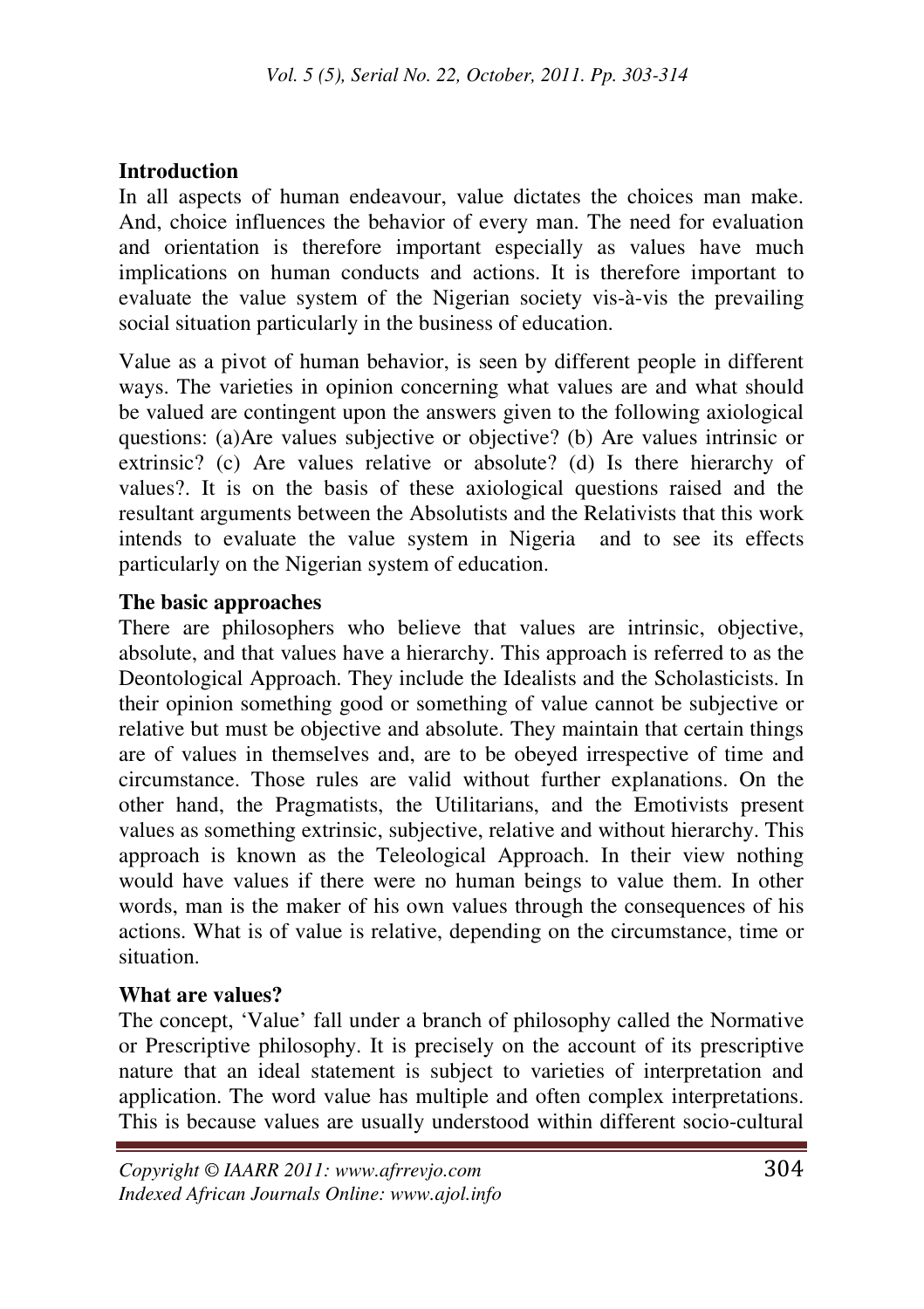## Introduction

In all aspects of human endeavour, value dictates the choices man make. And, choice influences the behavior of every man. The need for evaluation and orientation is therefore important especially as values have much implications on human conducts and actions. It is therefore important to evaluate the value system of the Nigerian society vis-à-vis the prevailing social situation particularly in the business of education.

Value as a pivot of human behavior, is seen by different people in different ways. The varieties in opinion concerning what values are and what should be valued are contingent upon the answers given to the following axiological questions: (a)Are values subjective or objective? (b) Are values intrinsic or extrinsic? (c) Are values relative or absolute? (d) Is there hierarchy of values?. It is on the basis of these axiological questions raised and the resultant arguments between the Absolutists and the Relativists that this work intends to evaluate the value system in Nigeria and to see its effects particularly on the Nigerian system of education.

## The basic approaches

There are philosophers who believe that values are intrinsic, objective, absolute, and that values have a hierarchy. This approach is referred to as the Deontological Approach. They include the Idealists and the Scholasticists. In their opinion something good or something of value cannot be subjective or relative but must be objective and absolute. They maintain that certain things are of values in themselves and, are to be obeyed irrespective of time and circumstance. Those rules are valid without further explanations. On the other hand, the Pragmatists, the Utilitarians, and the Emotivists present values as something extrinsic, subjective, relative and without hierarchy. This approach is known as the Teleological Approach. In their view nothing would have values if there were no human beings to value them. In other words, man is the maker of his own values through the consequences of his actions. What is of value is relative, depending on the circumstance, time or situation.

## What are values?

The concept, 'Value' fall under a branch of philosophy called the Normative or Prescriptive philosophy. It is precisely on the account of its prescriptive nature that an ideal statement is subject to varieties of interpretation and application. The word value has multiple and often complex interpretations. This is because values are usually understood within different socio-cultural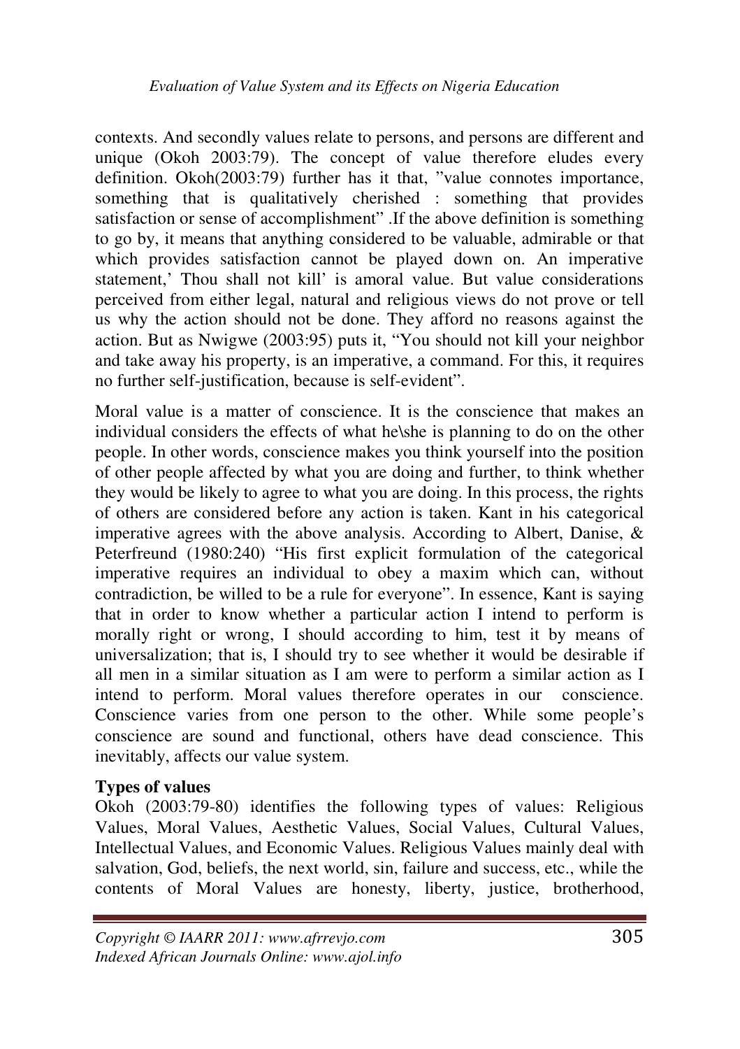contexts. And secondly values relate to persons, and persons are different and unique (Okoh 2003:79). The concept of value therefore eludes every definition. Okoh(2003:79) further has it that, "value connotes importance, something that is qualitatively cherished : something that provides satisfaction or sense of accomplishment" .If the above definition is something to go by, it means that anything considered to be valuable, admirable or that which provides satisfaction cannot be played down on. An imperative statement,' Thou shall not kill' is amoral value. But value considerations perceived from either legal, natural and religious views do not prove or tell us why the action should not be done. They afford no reasons against the action. But as Nwigwe (2003:95) puts it, "You should not kill your neighbor and take away his property, is an imperative, a command. For this, it requires no further self-justification, because is self-evident".

Moral value is a matter of conscience. It is the conscience that makes an individual considers the effects of what he\she is planning to do on the other people. In other words, conscience makes you think yourself into the position of other people affected by what you are doing and further, to think whether they would be likely to agree to what you are doing. In this process, the rights of others are considered before any action is taken. Kant in his categorical imperative agrees with the above analysis. According to Albert, Danise, & Peterfreund (1980:240) "His first explicit formulation of the categorical imperative requires an individual to obey a maxim which can, without contradiction, be willed to be a rule for everyone". In essence, Kant is saying that in order to know whether a particular action I intend to perform is morally right or wrong, I should according to him, test it by means of universalization; that is, I should try to see whether it would be desirable if all men in a similar situation as I am were to perform a similar action as I intend to perform. Moral values therefore operates in our conscience. Conscience varies from one person to the other. While some people's conscience are sound and functional, others have dead conscience. This inevitably, affects our value system.

**Types of values**

Okoh (2003:79-80) identifies the following types of values: Religious Values, Moral Values, Aesthetic Values, Social Values, Cultural Values, Intellectual Values, and Economic Values. Religious Values mainly deal with salvation, God, beliefs, the next world, sin, failure and success, etc., while the contents of Moral Values are honesty, liberty, justice, brotherhood,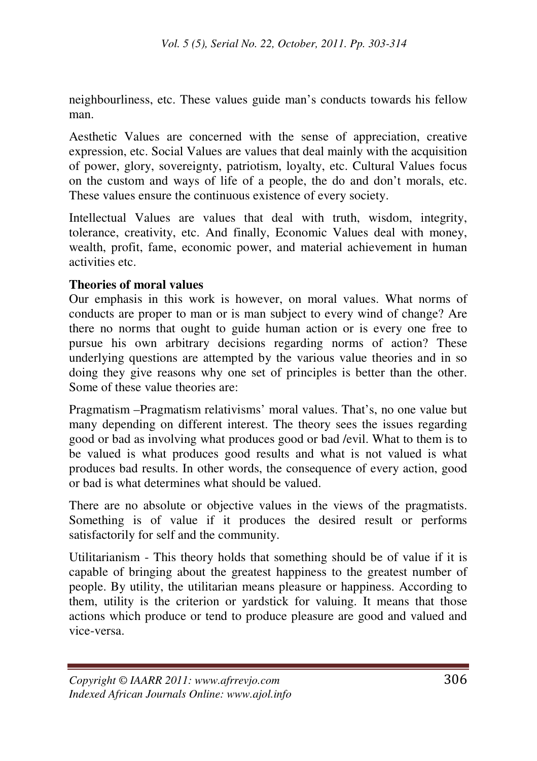neighbourliness, etc. These values guide man's conducts towards his fellow man.

Aesthetic Values are concerned with the sense of appreciation, creative expression, etc. Social Values are values that deal mainly with the acquisition of power, glory, sovereignty, patriotism, loyalty, etc. Cultural Values focus on the custom and ways of life of a people, the do and don't morals, etc. These values ensure the continuous existence of every society.

Intellectual Values are values that deal with truth, wisdom, integrity, tolerance, creativity, etc. And finally, Economic Values deal with money, wealth, profit, fame, economic power, and material achievement in human activities etc.

**Theories of moral values**

Our emphasis in this work is however, on moral values. What norms of conducts are proper to man or is man subject to every wind of change? Are there no norms that ought to guide human action or is every one free to pursue his own arbitrary decisions regarding norms of action? These underlying questions are attempted by the various value theories and in so doing they give reasons why one set of principles is better than the other. Some of these value theories are:

Pragmatism –Pragmatism relativisms' moral values. That's, no one value but many depending on different interest. The theory sees the issues regarding good or bad as involving what produces good or bad /evil. What to them is to be valued is what produces good results and what is not valued is what produces bad results. In other words, the consequence of every action, good or bad is what determines what should be valued.

There are no absolute or objective values in the views of the pragmatists. Something is of value if it produces the desired result or performs satisfactorily for self and the community.

Utilitarianism - This theory holds that something should be of value if it is capable of bringing about the greatest happiness to the greatest number of people. By utility, the utilitarian means pleasure or happiness. According to them, utility is the criterion or yardstick for valuing. It means that those actions which produce or tend to produce pleasure are good and valued and vice-versa.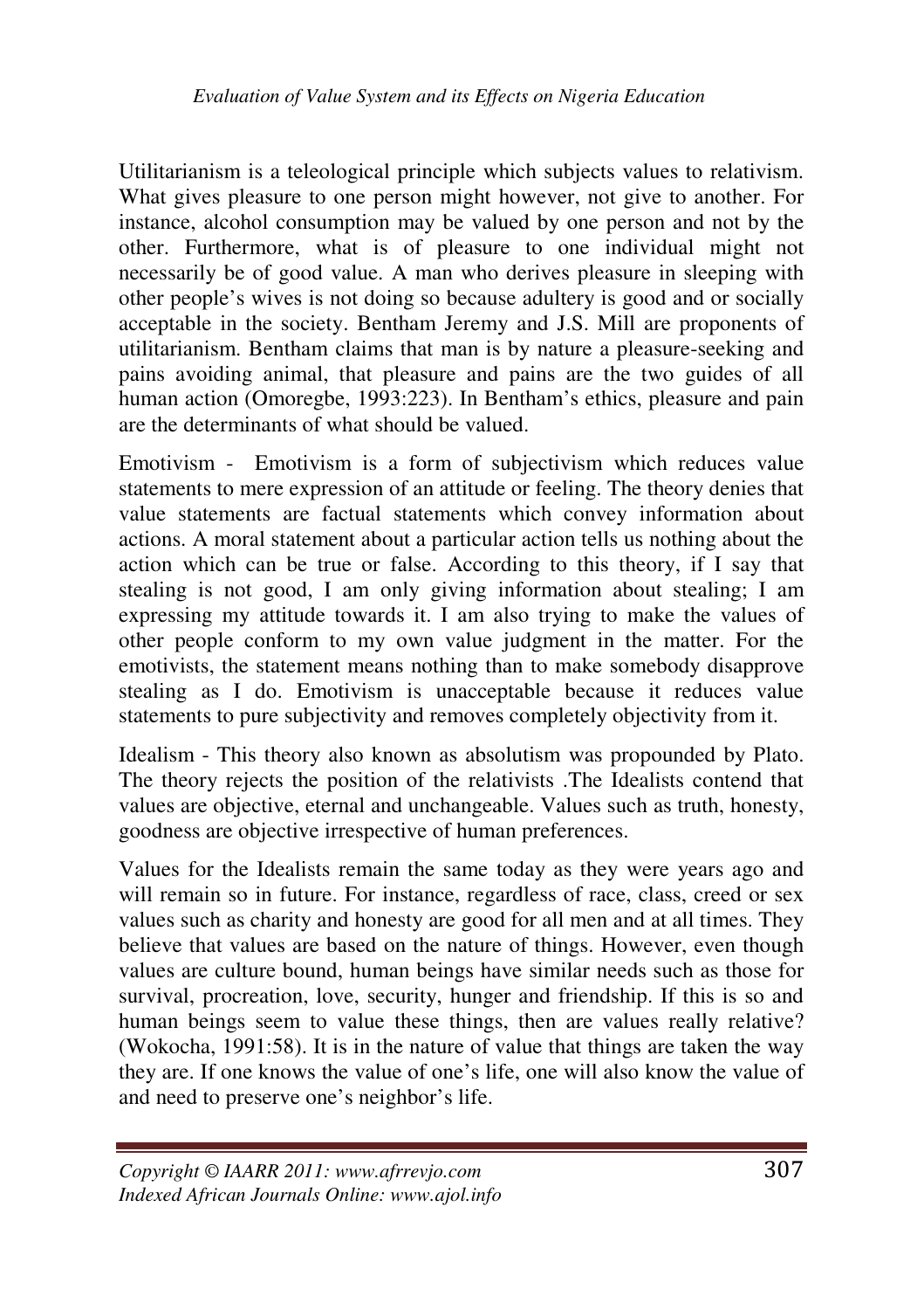Utilitarianism is a teleological principle which subjects values to relativism. What gives pleasure to one person might however, not give to another. For instance, alcohol consumption may be valued by one person and not by the other. Furthermore, what is of pleasure to one individual might not necessarily be of good value. A man who derives pleasure in sleeping with other people's wives is not doing so because adultery is good and or socially acceptable in the society. Bentham Jeremy and J.S. Mill are proponents of utilitarianism. Bentham claims that man is by nature a pleasure-seeking and pains avoiding animal, that pleasure and pains are the two guides of all human action (Omoregbe, 1993:223). In Bentham's ethics, pleasure and pain are the determinants of what should be valued.

Emotivism - Emotivism is a form of subjectivism which reduces value statements to mere expression of an attitude or feeling. The theory denies that value statements are factual statements which convey information about actions. A moral statement about a particular action tells us nothing about the action which can be true or false. According to this theory, if I say that stealing is not good, I am only giving information about stealing; I am expressing my attitude towards it. I am also trying to make the values of other people conform to my own value judgment in the matter. For the emotivists, the statement means nothing than to make somebody disapprove stealing as I do. Emotivism is unacceptable because it reduces value statements to pure subjectivity and removes completely objectivity from it.

Idealism - This theory also known as absolutism was propounded by Plato. The theory rejects the position of the relativists .The Idealists contend that values are objective, eternal and unchangeable. Values such as truth, honesty, goodness are objective irrespective of human preferences.

Values for the Idealists remain the same today as they were years ago and will remain so in future. For instance, regardless of race, class, creed or sex values such as charity and honesty are good for all men and at all times. They believe that values are based on the nature of things. However, even though values are culture bound, human beings have similar needs such as those for survival, procreation, love, security, hunger and friendship. If this is so and human beings seem to value these things, then are values really relative? (Wokocha, 1991:58). It is in the nature of value that things are taken the way they are. If one knows the value of one's life, one will also know the value of and need to preserve one's neighbor's life.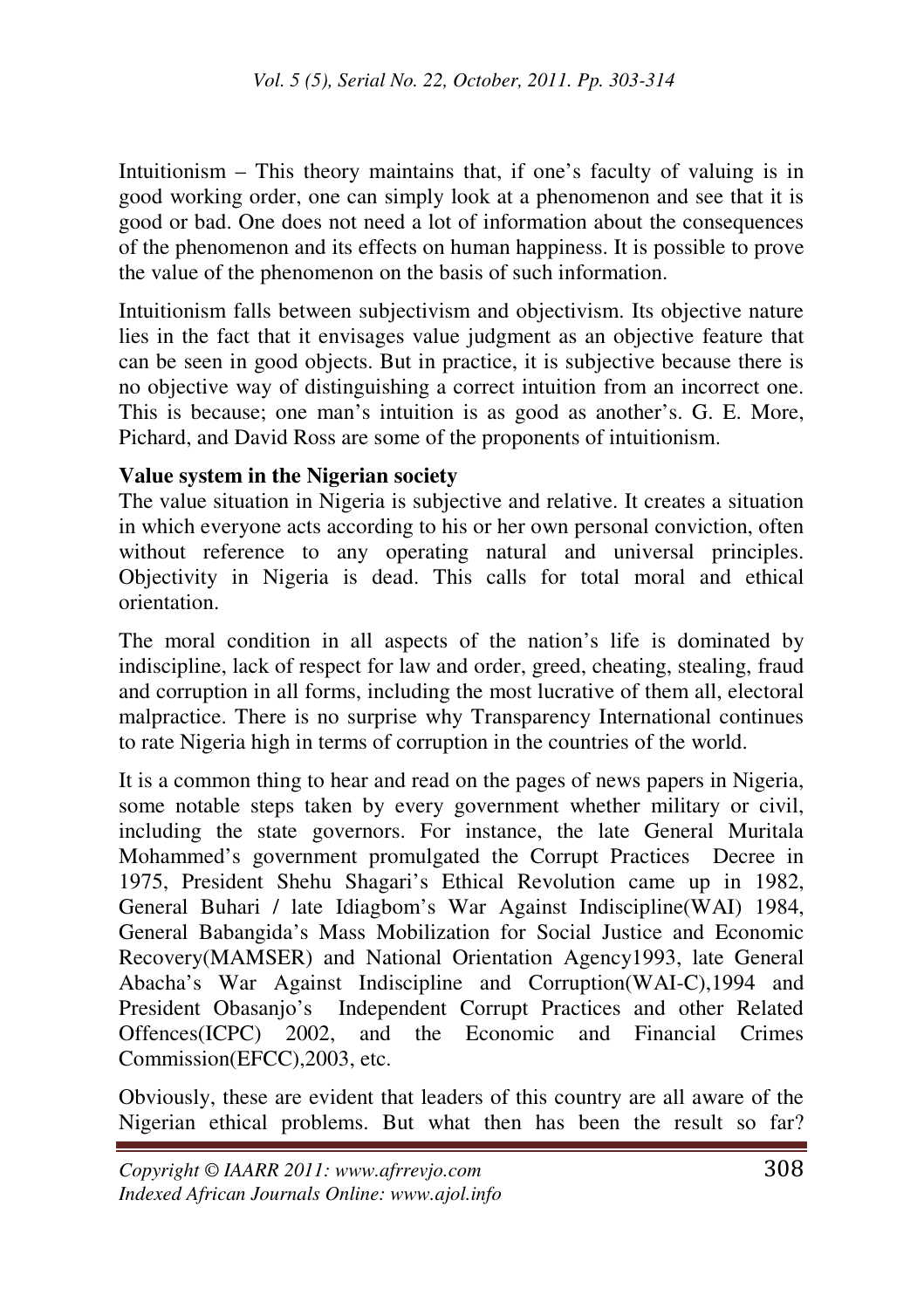Intuitionism – This theory maintains that, if one's faculty of valuing is in good working order, one can simply look at a phenomenon and see that it is good or bad. One does not need a lot of information about the consequences of the phenomenon and its effects on human happiness. It is possible to prove the value of the phenomenon on the basis of such information.

Intuitionism falls between subjectivism and objectivism. Its objective nature lies in the fact that it envisages value judgment as an objective feature that can be seen in good objects. But in practice, it is subjective because there is no objective way of distinguishing a correct intuition from an incorrect one. This is because; one man's intuition is as good as another's. G. E. More, Pichard, and David Ross are some of the proponents of intuitionism.

**Value system in the Nigerian society**

The value situation in Nigeria is subjective and relative. It creates a situation in which everyone acts according to his or her own personal conviction, often without reference to any operating natural and universal principles. Objectivity in Nigeria is dead. This calls for total moral and ethical orientation.

The moral condition in all aspects of the nation's life is dominated by indiscipline, lack of respect for law and order, greed, cheating, stealing, fraud and corruption in all forms, including the most lucrative of them all, electoral malpractice. There is no surprise why Transparency International continues to rate Nigeria high in terms of corruption in the countries of the world.

It is a common thing to hear and read on the pages of news papers in Nigeria, some notable steps taken by every government whether military or civil, including the state governors. For instance, the late General Muritala Mohammed's government promulgated the Corrupt Practices Decree in 1975, President Shehu Shagari's Ethical Revolution came up in 1982, General Buhari / late Idiagbom's War Against Indiscipline(WAI) 1984, General Babangida's Mass Mobilization for Social Justice and Economic Recovery(MAMSER) and National Orientation Agency1993, late General Abacha's War Against Indiscipline and Corruption(WAI-C),1994 and President Obasanjo's Independent Corrupt Practices and other Related Offences(ICPC) 2002, and the Economic and Financial Crimes Commission(EFCC),2003, etc.

Obviously, these are evident that leaders of this country are all aware of the Nigerian ethical problems. But what then has been the result so far?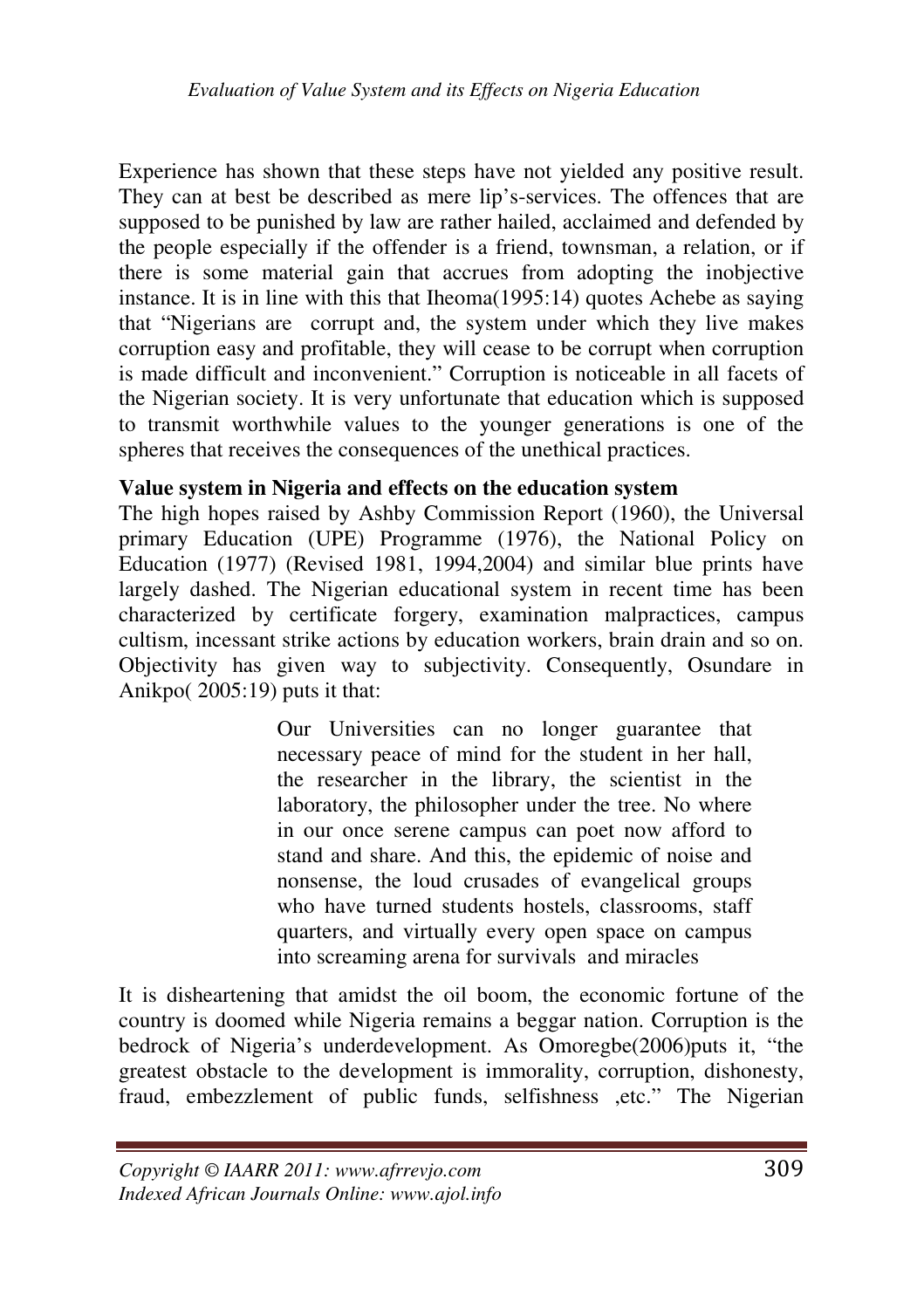Experience has shown that these steps have not yielded any positive result. They can at best be described as mere lip's-services. The offences that are supposed to be punished by law are rather hailed, acclaimed and defended by the people especially if the offender is a friend, townsman, a relation, or if there is some material gain that accrues from adopting the inobjective instance. It is in line with this that Iheoma(1995:14) quotes Achebe as saying that "Nigerians are corrupt and, the system under which they live makes corruption easy and profitable, they will cease to be corrupt when corruption is made difficult and inconvenient." Corruption is noticeable in all facets of the Nigerian society. It is very unfortunate that education which is supposed to transmit worthwhile values to the younger generations is one of the spheres that receives the consequences of the unethical practices.

**Value system in Nigeria and effects on the education system**

The high hopes raised by Ashby Commission Report (1960), the Universal primary Education (UPE) Programme (1976), the National Policy on Education (1977) (Revised 1981, 1994,2004) and similar blue prints have largely dashed. The Nigerian educational system in recent time has been characterized by certificate forgery, examination malpractices, campus cultism, incessant strike actions by education workers, brain drain and so on. Objectivity has given way to subjectivity. Consequently, Osundare in Anikpo( 2005:19) puts it that:

> Our Universities can no longer guarantee that necessary peace of mind for the student in her hall, the researcher in the library, the scientist in the laboratory, the philosopher under the tree. No where in our once serene campus can poet now afford to stand and share. And this, the epidemic of noise and nonsense, the loud crusades of evangelical groups who have turned students hostels, classrooms, staff quarters, and virtually every open space on campus into screaming arena for survivals and miracles

It is disheartening that amidst the oil boom, the economic fortune of the country is doomed while Nigeria remains a beggar nation. Corruption is the bedrock of Nigeria's underdevelopment. As Omoregbe(2006)puts it, "the greatest obstacle to the development is immorality, corruption, dishonesty, fraud, embezzlement of public funds, selfishness ,etc." The Nigerian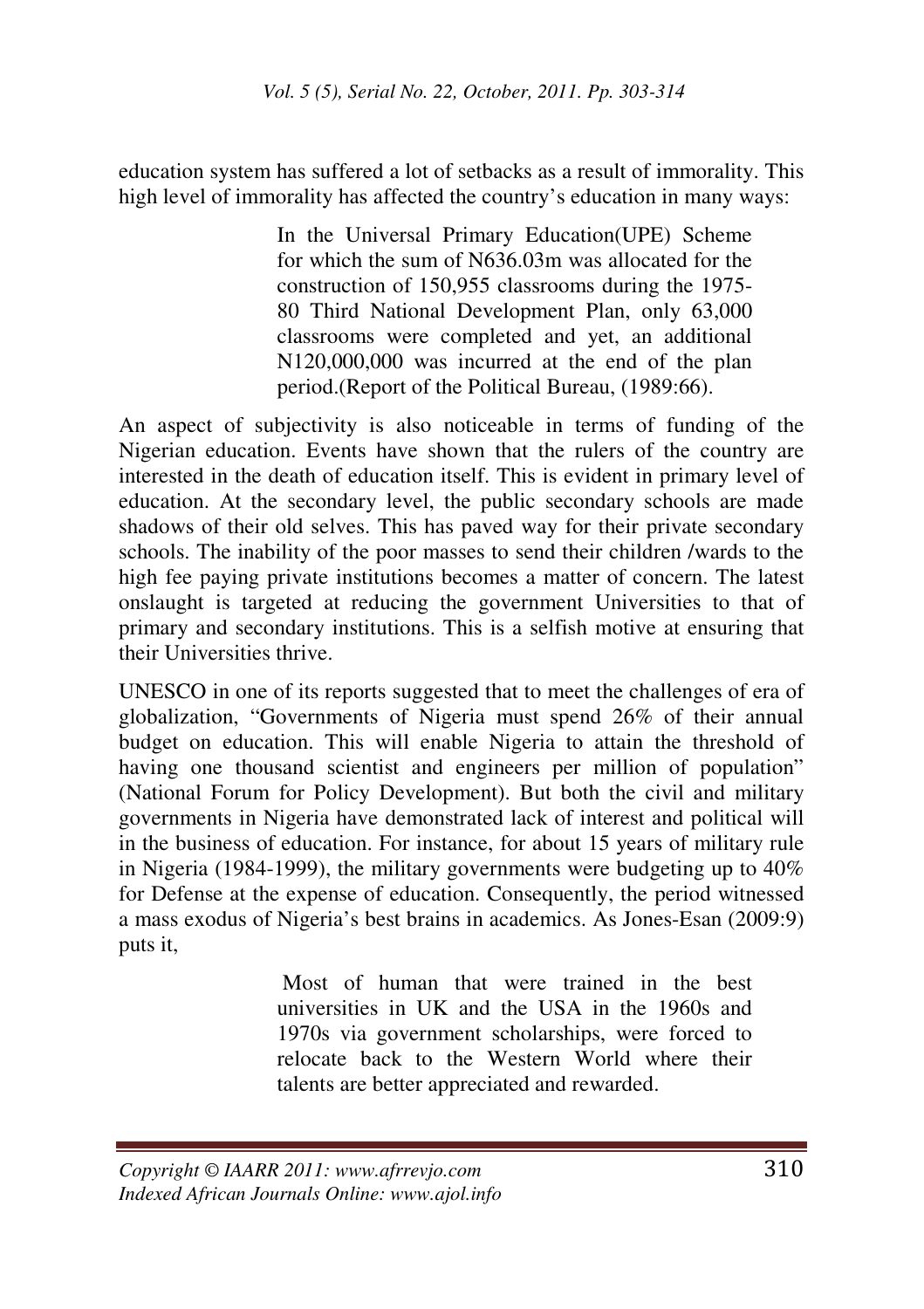education system has suffered a lot of setbacks as a result of immorality. This high level of immorality has affected the country's education in many ways:

> In the Universal Primary Education(UPE) Scheme for which the sum of N636.03m was allocated for the construction of 150,955 classrooms during the 1975-80 Third National Development Plan, only 63,000 classrooms were completed and yet, an additional N120,000,000 was incurred at the end of the plan period.(Report of the Political Bureau, (1989:66).

An aspect of subjectivity is also noticeable in terms of funding of the Nigerian education. Events have shown that the rulers of the country are interested in the death of education itself. This is evident in primary level of education. At the secondary level, the public secondary schools are made shadows of their old selves. This has paved way for their private secondary schools. The inability of the poor masses to send their children /wards to the high fee paying private institutions becomes a matter of concern. The latest onslaught is targeted at reducing the government Universities to that of primary and secondary institutions. This is a selfish motive at ensuring that their Universities thrive.

UNESCO in one of its reports suggested that to meet the challenges of era of globalization, "Governments of Nigeria must spend 26% of their annual budget on education. This will enable Nigeria to attain the threshold of having one thousand scientist and engineers per million of population" (National Forum for Policy Development). But both the civil and military governments in Nigeria have demonstrated lack of interest and political will in the business of education. For instance, for about 15 years of military rule in Nigeria (1984-1999), the military governments were budgeting up to 40% for Defense at the expense of education. Consequently, the period witnessed a mass exodus of Nigeria's best brains in academics. As Jones-Esan (2009:9) puts it,

> Most of human that were trained in the best universities in UK and the USA in the 1960s and 1970s via government scholarships, were forced to relocate back to the Western World where their talents are better appreciated and rewarded.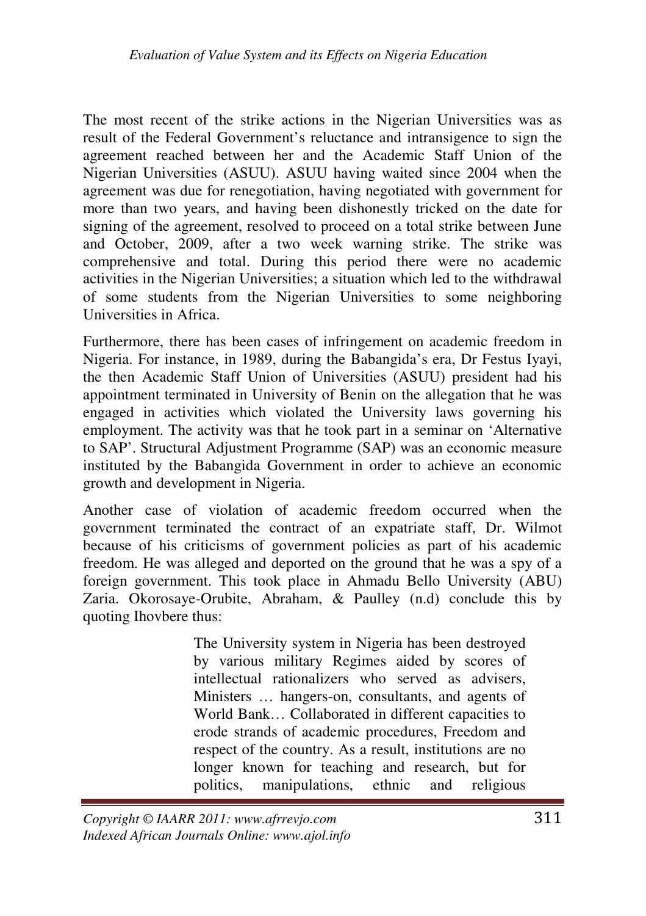The most recent of the strike actions in the Nigerian Universities was as result of the Federal Government's reluctance and intransigence to sign the agreement reached between her and the Academic Staff Union of the Nigerian Universities (ASUU). ASUU having waited since 2004 when the agreement was due for renegotiation, having negotiated with government for more than two years, and having been dishonestly tricked on the date for signing of the agreement, resolved to proceed on a total strike between June and October, 2009, after a two week warning strike. The strike was comprehensive and total. During this period there were no academic activities in the Nigerian Universities; a situation which led to the withdrawal of some students from the Nigerian Universities to some neighboring Universities in Africa.

Furthermore, there has been cases of infringement on academic freedom in Nigeria. For instance, in 1989, during the Babangida's era, Dr Festus Iyayi, the then Academic Staff Union of Universities (ASUU) president had his appointment terminated in University of Benin on the allegation that he was engaged in activities which violated the University laws governing his employment. The activity was that he took part in a seminar on 'Alternative to SAP'. Structural Adjustment Programme (SAP) was an economic measure instituted by the Babangida Government in order to achieve an economic growth and development in Nigeria.

Another case of violation of academic freedom occurred when the government terminated the contract of an expatriate staff, Dr. Wilmot because of his criticisms of government policies as part of his academic freedom. He was alleged and deported on the ground that he was a spy of a foreign government. This took place in Ahmadu Bello University (ABU) Zaria. Okorosaye-Orubite, Abraham, & Paulley (n.d) conclude this by quoting Ihovbere thus:

> The University system in Nigeria has been destroyed by various military Regimes aided by scores of intellectual rationalizers who served as advisers, Ministers … hangers-on, consultants, and agents of World Bank… Collaborated in different capacities to erode strands of academic procedures, Freedom and respect of the country. As a result, institutions are no longer known for teaching and research, but for politics, manipulations, ethnic and religious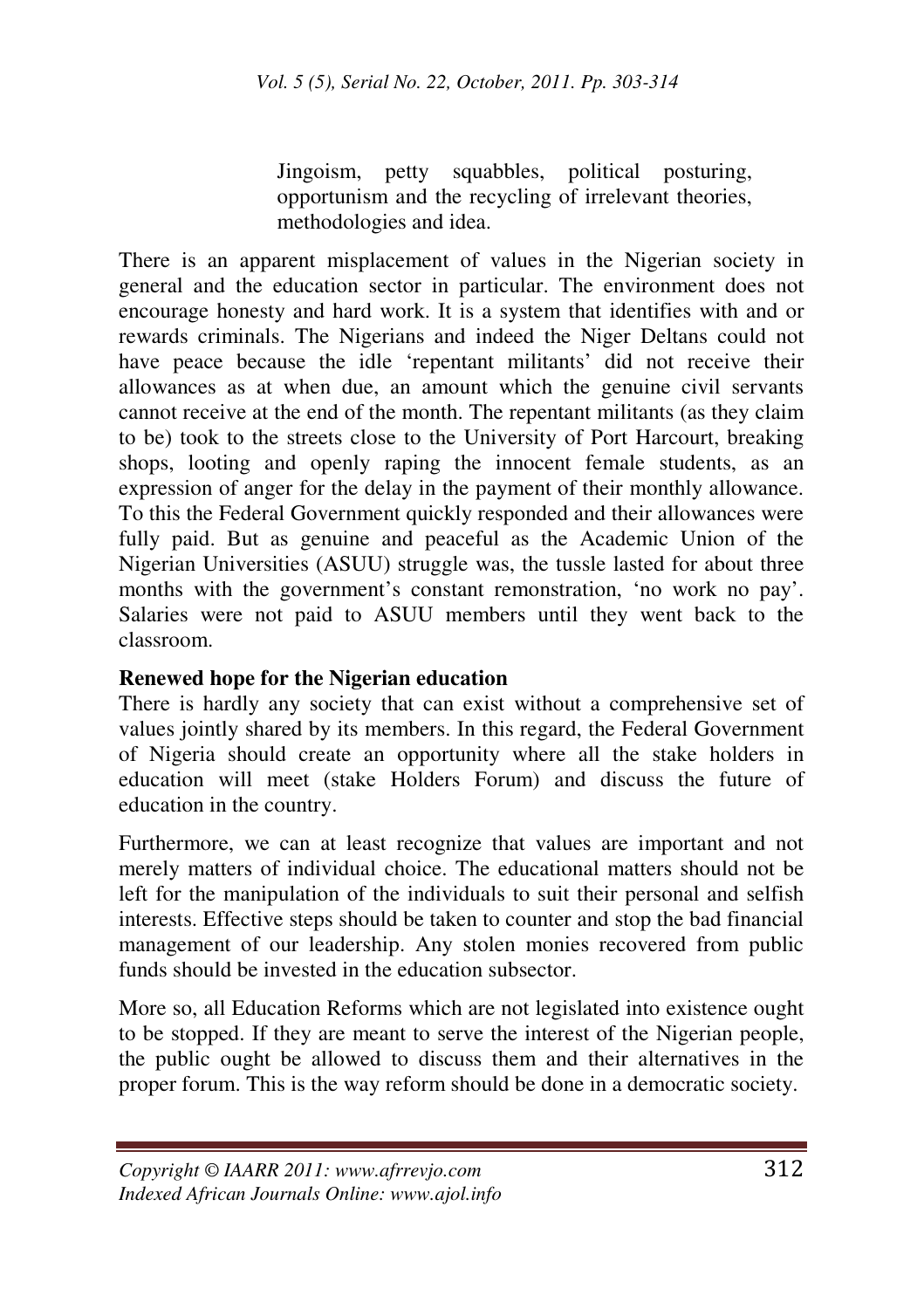> Jingoism, petty squabbles, political posturing, opportunism and the recycling of irrelevant theories, methodologies and idea.

There is an apparent misplacement of values in the Nigerian society in general and the education sector in particular. The environment does not encourage honesty and hard work. It is a system that identifies with and or rewards criminals. The Nigerians and indeed the Niger Deltans could not have peace because the idle 'repentant militants' did not receive their allowances as at when due, an amount which the genuine civil servants cannot receive at the end of the month. The repentant militants (as they claim to be) took to the streets close to the University of Port Harcourt, breaking shops, looting and openly raping the innocent female students, as an expression of anger for the delay in the payment of their monthly allowance. To this the Federal Government quickly responded and their allowances were fully paid. But as genuine and peaceful as the Academic Union of the Nigerian Universities (ASUU) struggle was, the tussle lasted for about three months with the government's constant remonstration, 'no work no pay'. Salaries were not paid to ASUU members until they went back to the classroom.

**Renewed hope for the Nigerian education**

There is hardly any society that can exist without a comprehensive set of values jointly shared by its members. In this regard, the Federal Government of Nigeria should create an opportunity where all the stake holders in education will meet (stake Holders Forum) and discuss the future of education in the country.

Furthermore, we can at least recognize that values are important and not merely matters of individual choice. The educational matters should not be left for the manipulation of the individuals to suit their personal and selfish interests. Effective steps should be taken to counter and stop the bad financial management of our leadership. Any stolen monies recovered from public funds should be invested in the education subsector.

More so, all Education Reforms which are not legislated into existence ought to be stopped. If they are meant to serve the interest of the Nigerian people, the public ought be allowed to discuss them and their alternatives in the proper forum. This is the way reform should be done in a democratic society.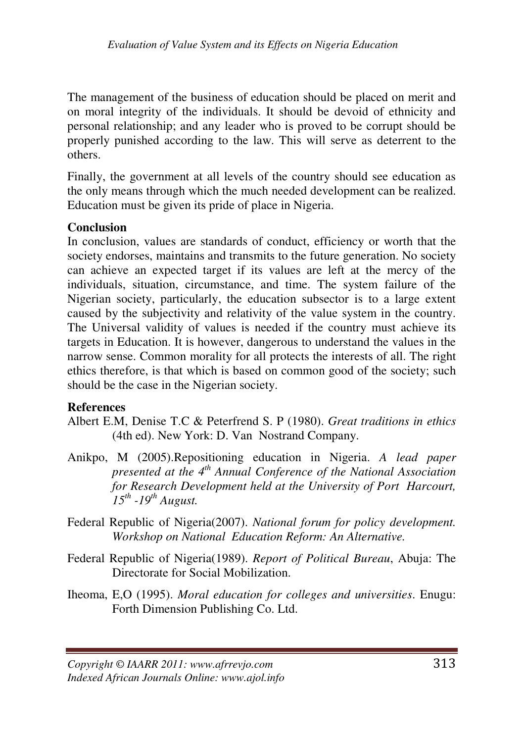The management of the business of education should be placed on merit and on moral integrity of the individuals. It should be devoid of ethnicity and personal relationship; and any leader who is proved to be corrupt should be properly punished according to the law. This will serve as deterrent to the others.

Finally, the government at all levels of the country should see education as the only means through which the much needed development can be realized. Education must be given its pride of place in Nigeria.

## Conclusion

In conclusion, values are standards of conduct, efficiency or worth that the society endorses, maintains and transmits to the future generation. No society can achieve an expected target if its values are left at the mercy of the individuals, situation, circumstance, and time. The system failure of the Nigerian society, particularly, the education subsector is to a large extent caused by the subjectivity and relativity of the value system in the country. The Universal validity of values is needed if the country must achieve its targets in Education. It is however, dangerous to understand the values in the narrow sense. Common morality for all protects the interests of all. The right ethics therefore, is that which is based on common good of the society; such should be the case in the Nigerian society.

## References

Albert E.M, Denise T.C & Peterfrend S. P (1980). *Great traditions in ethics* (4th ed). New York: D. Van Nostrand Company.

Anikpo, M (2005).Repositioning education in Nigeria. *A lead paper presented at the 4th Annual Conference of the National Association for Research Development held at the University of Port Harcourt, 15th -19th August.*

Federal Republic of Nigeria(2007). *National forum for policy development. Workshop on National Education Reform: An Alternative.*

Federal Republic of Nigeria(1989). *Report of Political Bureau*, Abuja: The Directorate for Social Mobilization.

Iheoma, E,O (1995). *Moral education for colleges and universities*. Enugu: Forth Dimension Publishing Co. Ltd.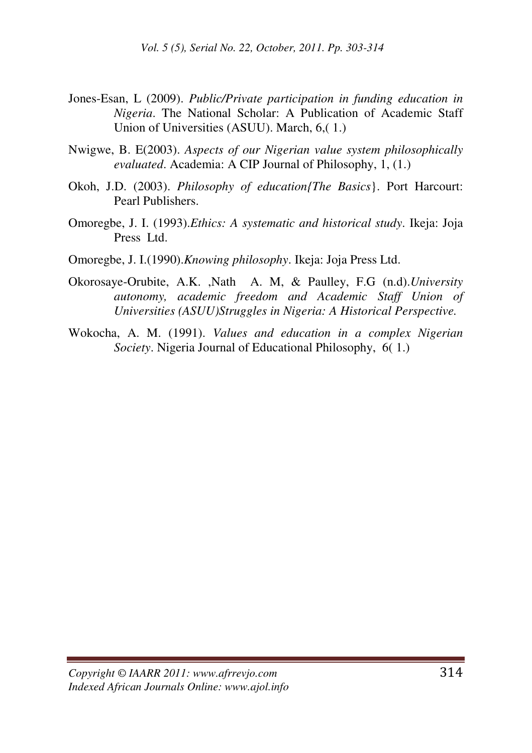Jones-Esan, L (2009). *Public/Private participation in funding education in Nigeria*. The National Scholar: A Publication of Academic Staff Union of Universities (ASUU). March, 6,( 1.)

Nwigwe, B. E(2003). *Aspects of our Nigerian value system philosophically evaluated*. Academia: A CIP Journal of Philosophy, 1, (1.)

Okoh, J.D. (2003). *Philosophy of education{The Basics}*. Port Harcourt: Pearl Publishers.

Omoregbe, J. I. (1993).*Ethics: A systematic and historical study*. Ikeja: Joja Press Ltd.

Omoregbe, J. I.(1990).*Knowing philosophy*. Ikeja: Joja Press Ltd.

Okorosaye-Orubite, A.K. ,Nath A. M, & Paulley, F.G (n.d).*University autonomy, academic freedom and Academic Staff Union of Universities (ASUU)Struggles in Nigeria: A Historical Perspective.*

Wokocha, A. M. (1991). *Values and education in a complex Nigerian Society*. Nigeria Journal of Educational Philosophy, 6( 1.)